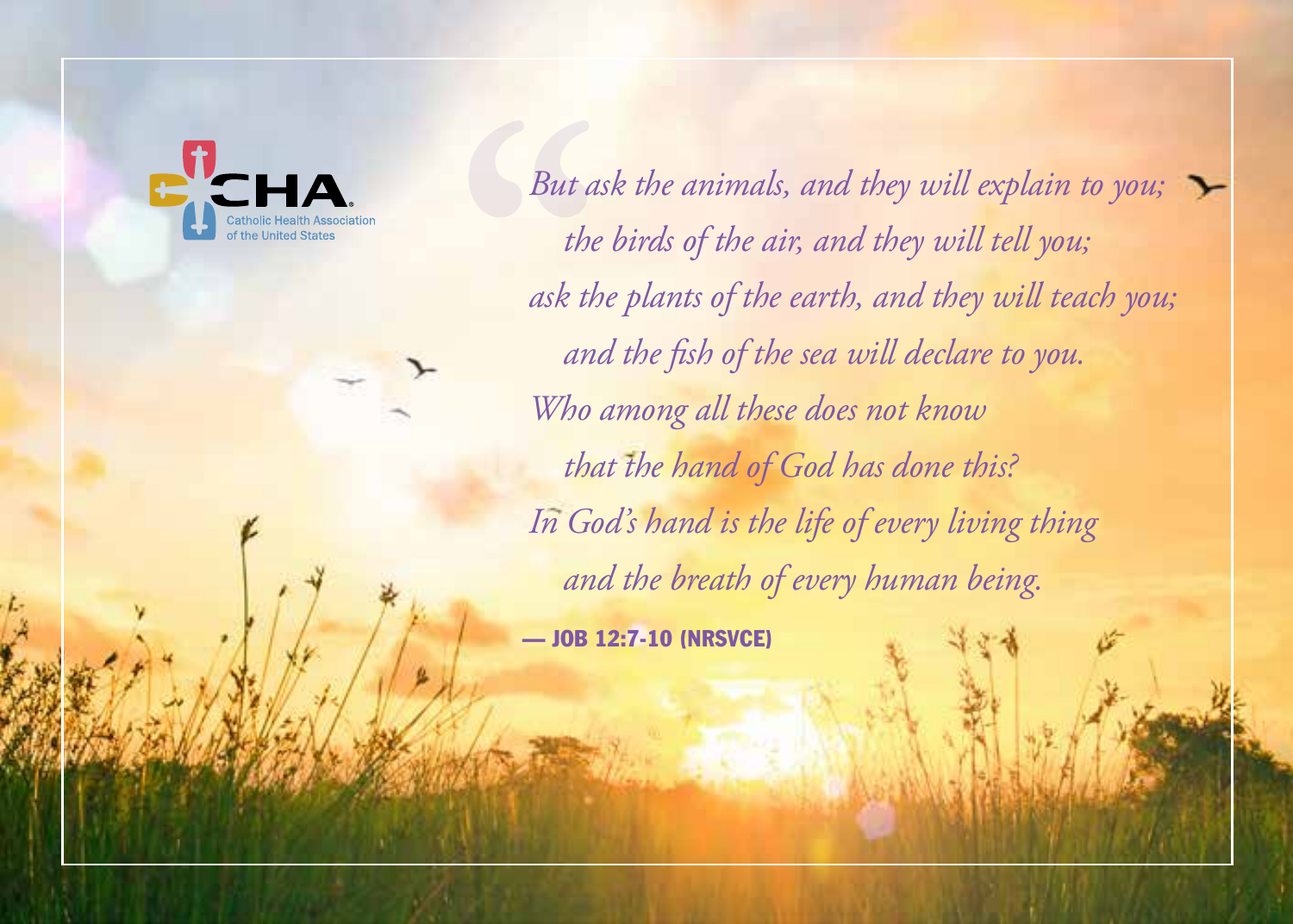Catholic Health Association of the United States

*But ask the animals, and they will explain to you;*
*the birds of the air, and they will tell you;*
*ask the plants of the earth, and they will teach you;*
*and the fish of the sea will declare to you.*
*Who among all these does not know*
*that the hand of God has done this?*
*In God's hand is the life of every living thing*
*and the breath of every human being.*

**— JOB 12:7-10 (NRSVCE)**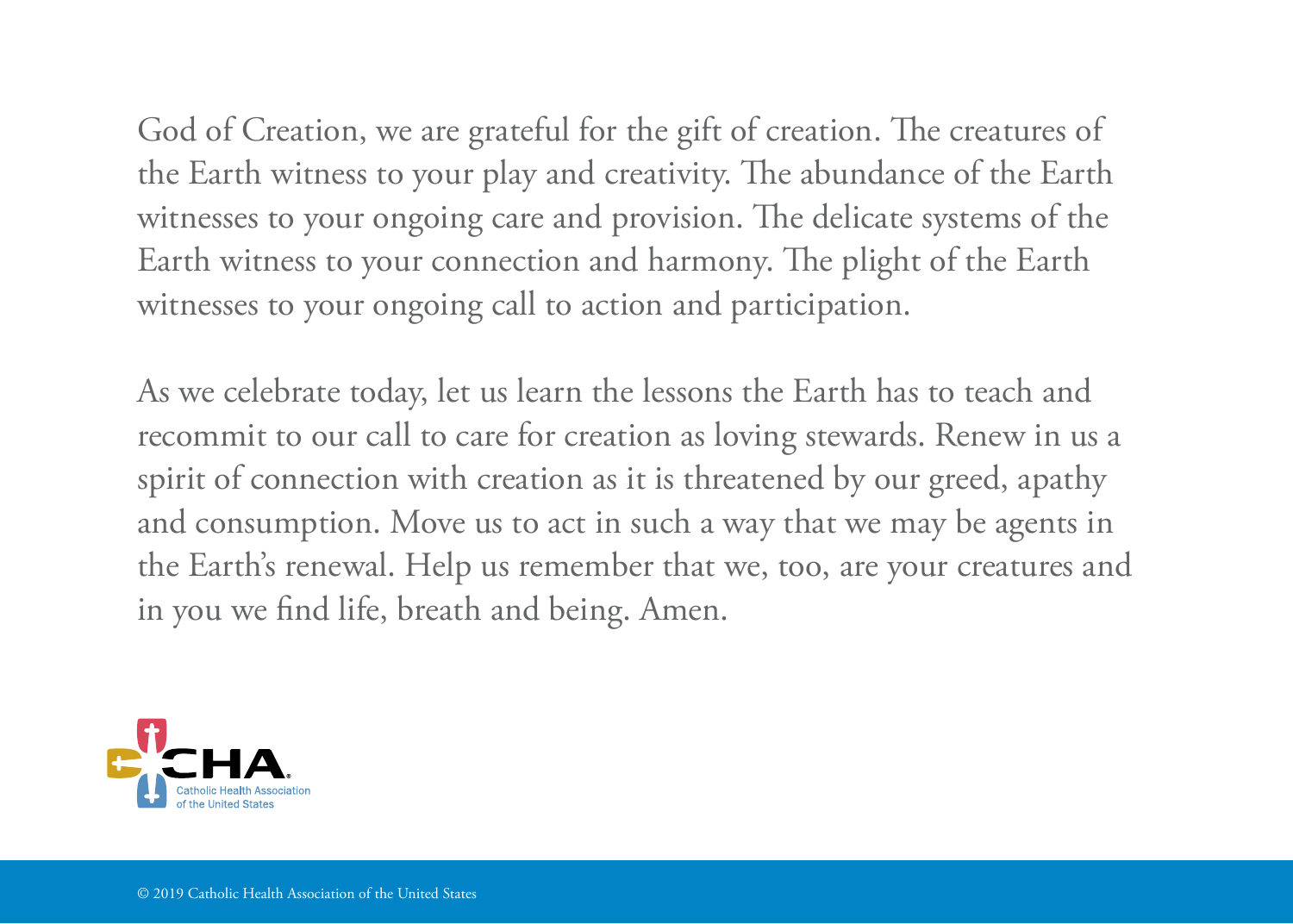God of Creation, we are grateful for the gift of creation. The creatures of the Earth witness to your play and creativity. The abundance of the Earth witnesses to your ongoing care and provision. The delicate systems of the Earth witness to your connection and harmony. The plight of the Earth witnesses to your ongoing call to action and participation.

As we celebrate today, let us learn the lessons the Earth has to teach and recommit to our call to care for creation as loving stewards. Renew in us a spirit of connection with creation as it is threatened by our greed, apathy and consumption. Move us to act in such a way that we may be agents in the Earth's renewal. Help us remember that we, too, are your creatures and in you we find life, breath and being. Amen.

CHA
Catholic Health Association of the United States

© 2019 Catholic Health Association of the United States